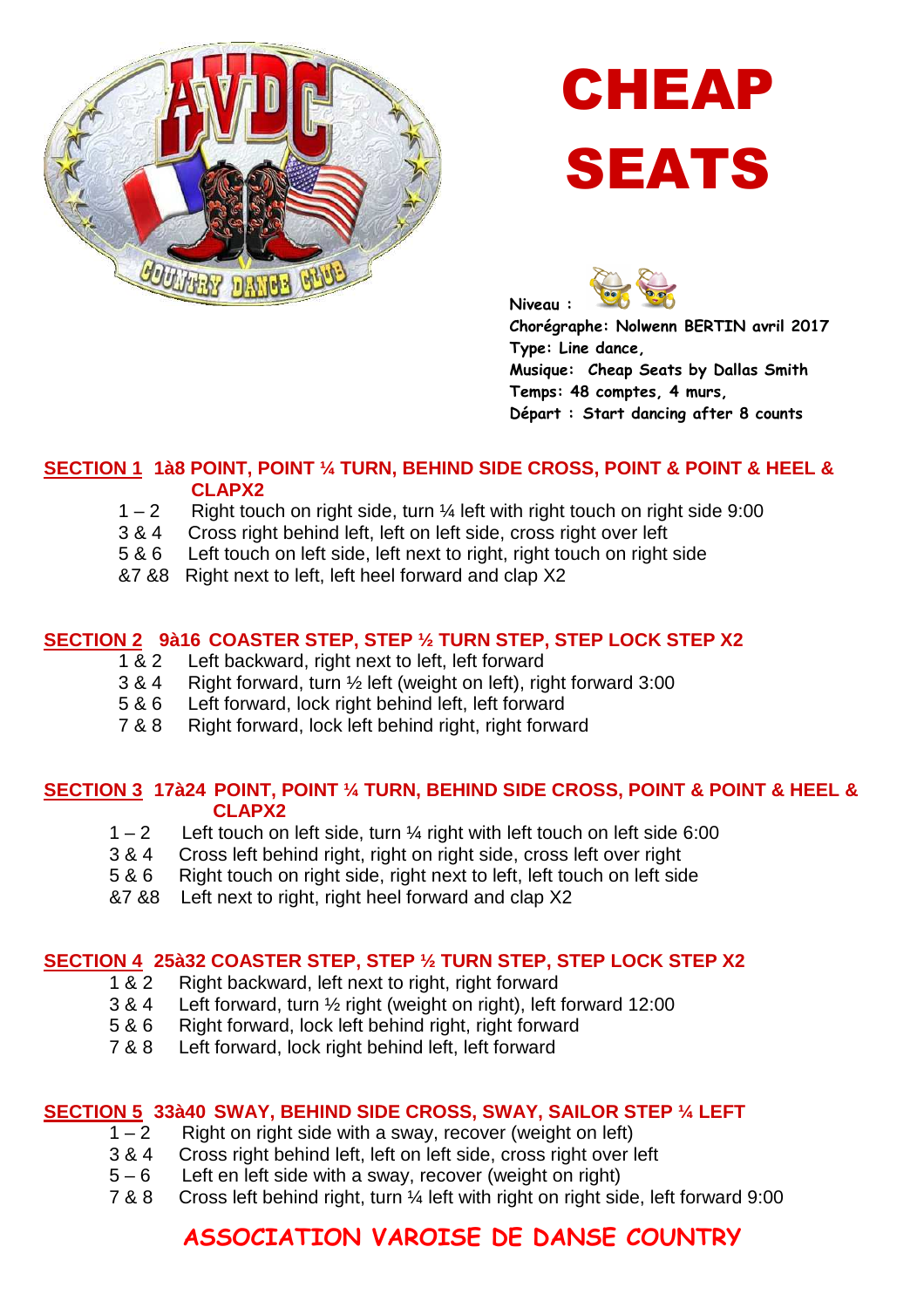# CHEAP SEATS

**Niveau :**
**Chorégraphe: Nolwenn BERTIN avril 2017**
**Type: Line dance,**
**Musique: Cheap Seats by Dallas Smith**
**Temps: 48 comptes, 4 murs,**
**Départ : Start dancing after 8 counts**

## SECTION 1 1à8 POINT, POINT ¼ TURN, BEHIND SIDE CROSS, POINT & POINT & HEEL & CLAPX2

- 1 – 2 Right touch on right side, turn ¼ left with right touch on right side 9:00
- 3 & 4 Cross right behind left, left on left side, cross right over left
- 5 & 6 Left touch on left side, left next to right, right touch on right side
- &7 &8 Right next to left, left heel forward and clap X2

## SECTION 2 9à16 COASTER STEP, STEP ½ TURN STEP, STEP LOCK STEP X2

- 1 & 2 Left backward, right next to left, left forward
- 3 & 4 Right forward, turn ½ left (weight on left), right forward 3:00
- 5 & 6 Left forward, lock right behind left, left forward
- 7 & 8 Right forward, lock left behind right, right forward

## SECTION 3 17à24 POINT, POINT ¼ TURN, BEHIND SIDE CROSS, POINT & POINT & HEEL & CLAPX2

- 1 – 2 Left touch on left side, turn ¼ right with left touch on left side 6:00
- 3 & 4 Cross left behind right, right on right side, cross left over right
- 5 & 6 Right touch on right side, right next to left, left touch on left side
- &7 &8 Left next to right, right heel forward and clap X2

## SECTION 4 25à32 COASTER STEP, STEP ½ TURN STEP, STEP LOCK STEP X2

- 1 & 2 Right backward, left next to right, right forward
- 3 & 4 Left forward, turn ½ right (weight on right), left forward 12:00
- 5 & 6 Right forward, lock left behind right, right forward
- 7 & 8 Left forward, lock right behind left, left forward

## SECTION 5 33à40 SWAY, BEHIND SIDE CROSS, SWAY, SAILOR STEP ¼ LEFT

- 1 – 2 Right on right side with a sway, recover (weight on left)
- 3 & 4 Cross right behind left, left on left side, cross right over left
- 5 – 6 Left en left side with a sway, recover (weight on right)
- 7 & 8 Cross left behind right, turn ¼ left with right on right side, left forward 9:00

**ASSOCIATION VAROISE DE DANSE COUNTRY**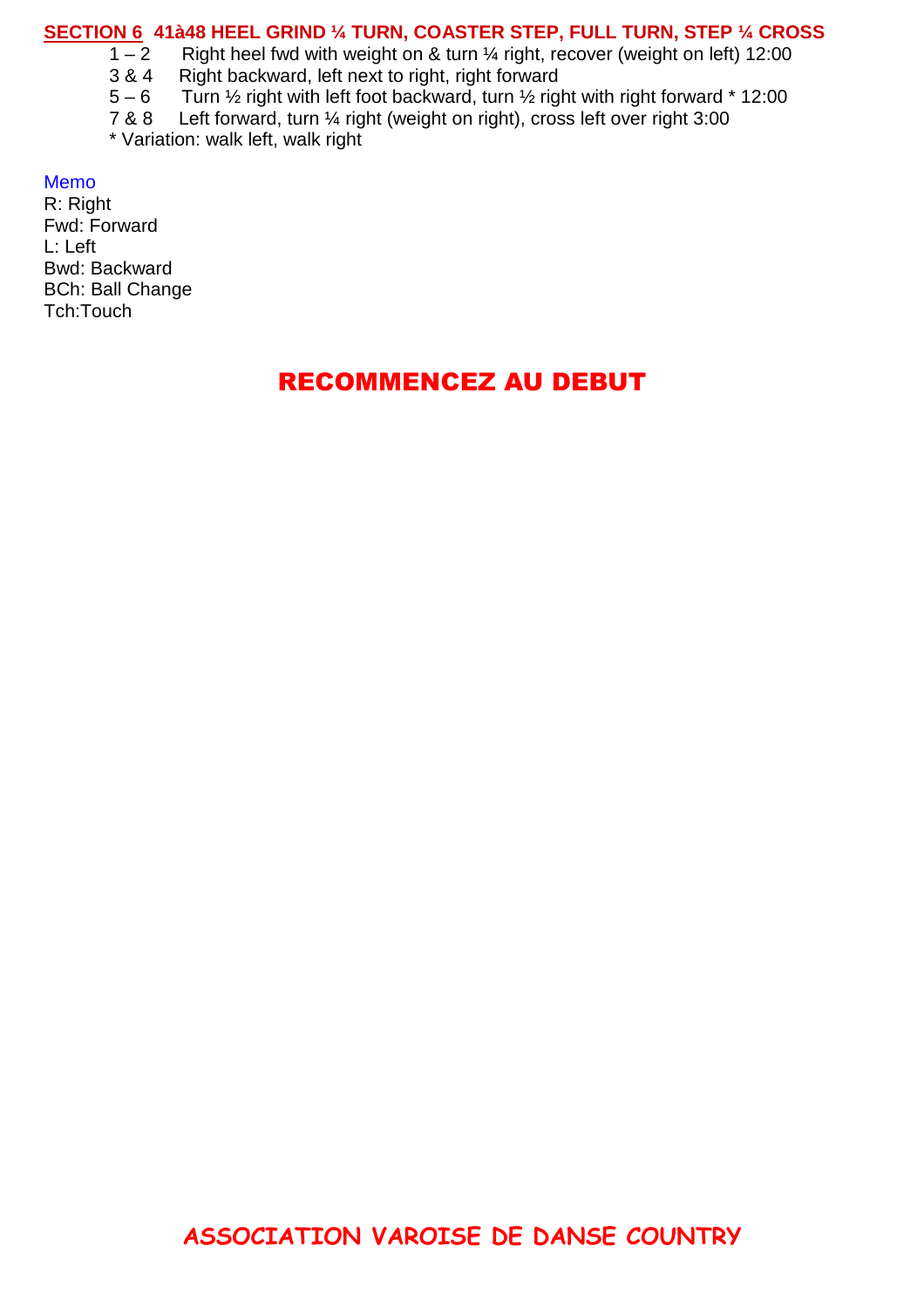**SECTION 6 41à48 HEEL GRIND ¼ TURN, COASTER STEP, FULL TURN, STEP ¼ CROSS**

1 – 2 Right heel fwd with weight on & turn ¼ right, recover (weight on left) 12:00
3 & 4 Right backward, left next to right, right forward
5 – 6 Turn ½ right with left foot backward, turn ½ right with right forward * 12:00
7 & 8 Left forward, turn ¼ right (weight on right), cross left over right 3:00
* Variation: walk left, walk right

Memo

R: Right
Fwd: Forward
L: Left
Bwd: Backward
BCh: Ball Change
Tch:Touch

## RECOMMENCEZ AU DEBUT

**ASSOCIATION VAROISE DE DANSE COUNTRY**